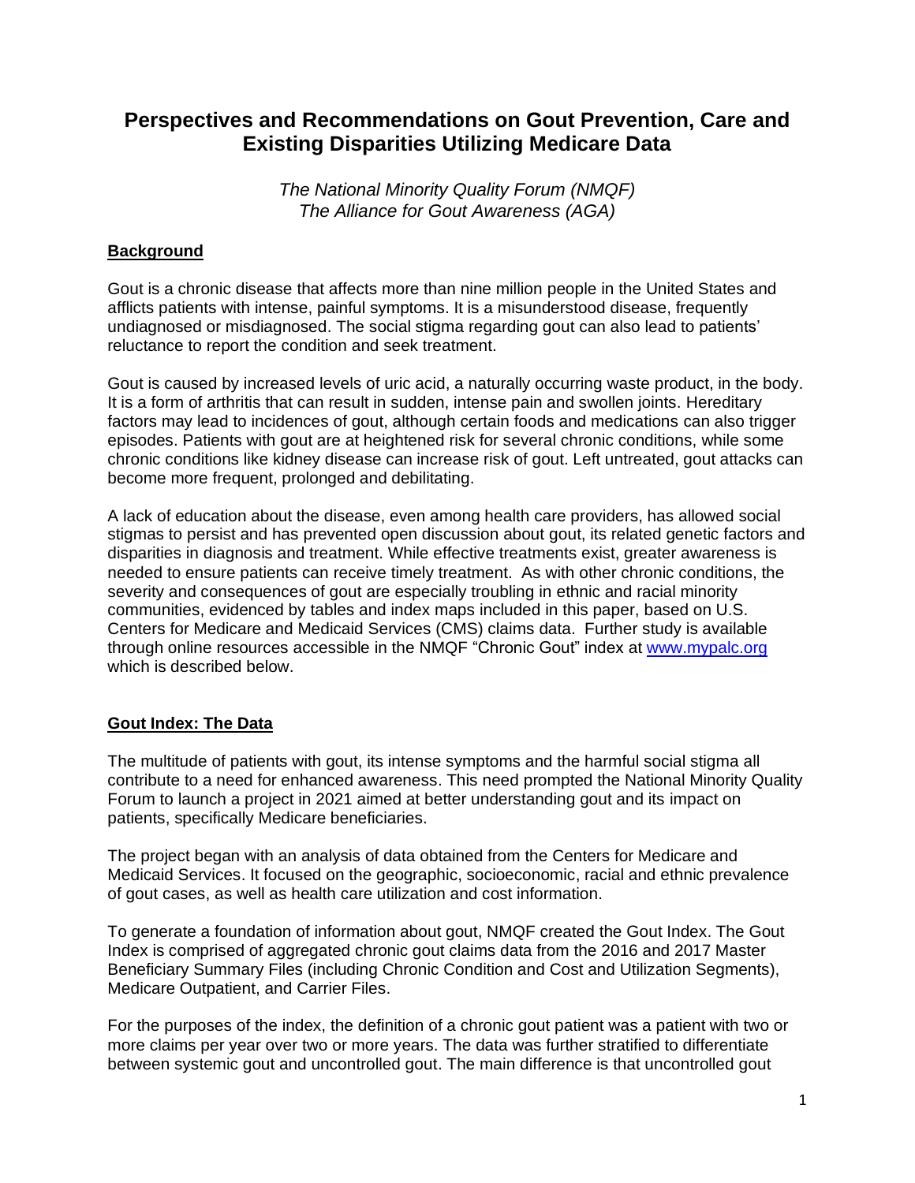# Perspectives and Recommendations on Gout Prevention, Care and Existing Disparities Utilizing Medicare Data

*The National Minority Quality Forum (NMQF)*
*The Alliance for Gout Awareness (AGA)*

## Background

Gout is a chronic disease that affects more than nine million people in the United States and afflicts patients with intense, painful symptoms. It is a misunderstood disease, frequently undiagnosed or misdiagnosed. The social stigma regarding gout can also lead to patients' reluctance to report the condition and seek treatment.

Gout is caused by increased levels of uric acid, a naturally occurring waste product, in the body. It is a form of arthritis that can result in sudden, intense pain and swollen joints. Hereditary factors may lead to incidences of gout, although certain foods and medications can also trigger episodes. Patients with gout are at heightened risk for several chronic conditions, while some chronic conditions like kidney disease can increase risk of gout. Left untreated, gout attacks can become more frequent, prolonged and debilitating.

A lack of education about the disease, even among health care providers, has allowed social stigmas to persist and has prevented open discussion about gout, its related genetic factors and disparities in diagnosis and treatment. While effective treatments exist, greater awareness is needed to ensure patients can receive timely treatment. As with other chronic conditions, the severity and consequences of gout are especially troubling in ethnic and racial minority communities, evidenced by tables and index maps included in this paper, based on U.S. Centers for Medicare and Medicaid Services (CMS) claims data. Further study is available through online resources accessible in the NMQF "Chronic Gout" index at [www.mypalc.org](www.mypalc.org) which is described below.

## Gout Index: The Data

The multitude of patients with gout, its intense symptoms and the harmful social stigma all contribute to a need for enhanced awareness. This need prompted the National Minority Quality Forum to launch a project in 2021 aimed at better understanding gout and its impact on patients, specifically Medicare beneficiaries.

The project began with an analysis of data obtained from the Centers for Medicare and Medicaid Services. It focused on the geographic, socioeconomic, racial and ethnic prevalence of gout cases, as well as health care utilization and cost information.

To generate a foundation of information about gout, NMQF created the Gout Index. The Gout Index is comprised of aggregated chronic gout claims data from the 2016 and 2017 Master Beneficiary Summary Files (including Chronic Condition and Cost and Utilization Segments), Medicare Outpatient, and Carrier Files.

For the purposes of the index, the definition of a chronic gout patient was a patient with two or more claims per year over two or more years. The data was further stratified to differentiate between systemic gout and uncontrolled gout. The main difference is that uncontrolled gout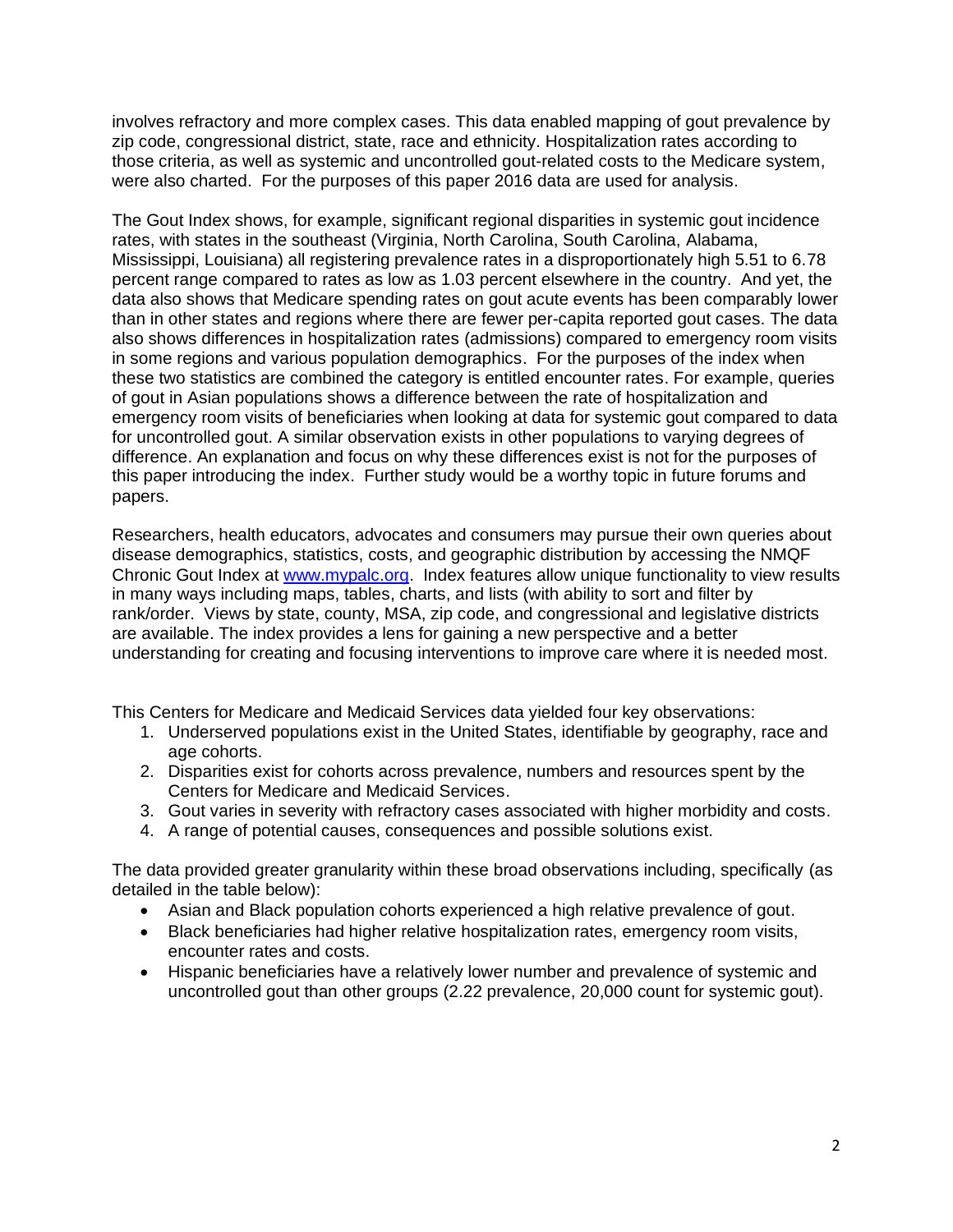involves refractory and more complex cases. This data enabled mapping of gout prevalence by zip code, congressional district, state, race and ethnicity. Hospitalization rates according to those criteria, as well as systemic and uncontrolled gout-related costs to the Medicare system, were also charted. For the purposes of this paper 2016 data are used for analysis.

The Gout Index shows, for example, significant regional disparities in systemic gout incidence rates, with states in the southeast (Virginia, North Carolina, South Carolina, Alabama, Mississippi, Louisiana) all registering prevalence rates in a disproportionately high 5.51 to 6.78 percent range compared to rates as low as 1.03 percent elsewhere in the country. And yet, the data also shows that Medicare spending rates on gout acute events has been comparably lower than in other states and regions where there are fewer per-capita reported gout cases. The data also shows differences in hospitalization rates (admissions) compared to emergency room visits in some regions and various population demographics. For the purposes of the index when these two statistics are combined the category is entitled encounter rates. For example, queries of gout in Asian populations shows a difference between the rate of hospitalization and emergency room visits of beneficiaries when looking at data for systemic gout compared to data for uncontrolled gout. A similar observation exists in other populations to varying degrees of difference. An explanation and focus on why these differences exist is not for the purposes of this paper introducing the index. Further study would be a worthy topic in future forums and papers.

Researchers, health educators, advocates and consumers may pursue their own queries about disease demographics, statistics, costs, and geographic distribution by accessing the NMQF Chronic Gout Index at [www.mypalc.org](http://www.mypalc.org). Index features allow unique functionality to view results in many ways including maps, tables, charts, and lists (with ability to sort and filter by rank/order. Views by state, county, MSA, zip code, and congressional and legislative districts are available. The index provides a lens for gaining a new perspective and a better understanding for creating and focusing interventions to improve care where it is needed most.

This Centers for Medicare and Medicaid Services data yielded four key observations:

1. Underserved populations exist in the United States, identifiable by geography, race and age cohorts.
2. Disparities exist for cohorts across prevalence, numbers and resources spent by the Centers for Medicare and Medicaid Services.
3. Gout varies in severity with refractory cases associated with higher morbidity and costs.
4. A range of potential causes, consequences and possible solutions exist.

The data provided greater granularity within these broad observations including, specifically (as detailed in the table below):

- Asian and Black population cohorts experienced a high relative prevalence of gout.
- Black beneficiaries had higher relative hospitalization rates, emergency room visits, encounter rates and costs.
- Hispanic beneficiaries have a relatively lower number and prevalence of systemic and uncontrolled gout than other groups (2.22 prevalence, 20,000 count for systemic gout).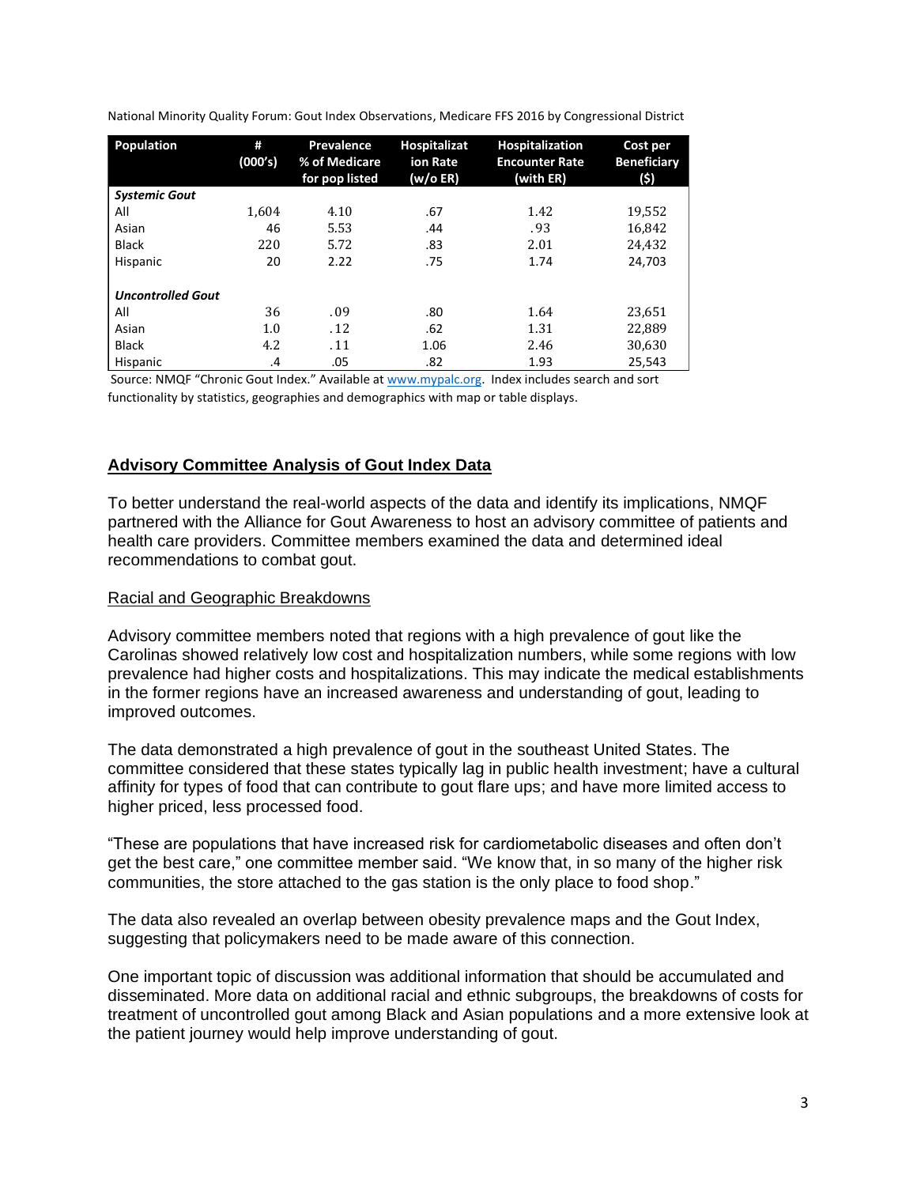National Minority Quality Forum: Gout Index Observations, Medicare FFS 2016 by Congressional District

| Population | # (000's) | Prevalence % of Medicare for pop listed | Hospitalization Rate (w/o ER) | Hospitalization Encounter Rate (with ER) | Cost per Beneficiary ($) |
|---|---|---|---|---|---|
| ***Systemic Gout*** | | | | | |
| All | 1,604 | 4.10 | .67 | 1.42 | 19,552 |
| Asian | 46 | 5.53 | .44 | .93 | 16,842 |
| Black | 220 | 5.72 | .83 | 2.01 | 24,432 |
| Hispanic | 20 | 2.22 | .75 | 1.74 | 24,703 |
| ***Uncontrolled Gout*** | | | | | |
| All | 36 | .09 | .80 | 1.64 | 23,651 |
| Asian | 1.0 | .12 | .62 | 1.31 | 22,889 |
| Black | 4.2 | .11 | 1.06 | 2.46 | 30,630 |
| Hispanic | .4 | .05 | .82 | 1.93 | 25,543 |

Source: NMQF "Chronic Gout Index." Available at www.mypalc.org. Index includes search and sort functionality by statistics, geographies and demographics with map or table displays.

## Advisory Committee Analysis of Gout Index Data

To better understand the real-world aspects of the data and identify its implications, NMQF partnered with the Alliance for Gout Awareness to host an advisory committee of patients and health care providers. Committee members examined the data and determined ideal recommendations to combat gout.

### Racial and Geographic Breakdowns

Advisory committee members noted that regions with a high prevalence of gout like the Carolinas showed relatively low cost and hospitalization numbers, while some regions with low prevalence had higher costs and hospitalizations. This may indicate the medical establishments in the former regions have an increased awareness and understanding of gout, leading to improved outcomes.

The data demonstrated a high prevalence of gout in the southeast United States. The committee considered that these states typically lag in public health investment; have a cultural affinity for types of food that can contribute to gout flare ups; and have more limited access to higher priced, less processed food.

"These are populations that have increased risk for cardiometabolic diseases and often don't get the best care," one committee member said. "We know that, in so many of the higher risk communities, the store attached to the gas station is the only place to food shop."

The data also revealed an overlap between obesity prevalence maps and the Gout Index, suggesting that policymakers need to be made aware of this connection.

One important topic of discussion was additional information that should be accumulated and disseminated. More data on additional racial and ethnic subgroups, the breakdowns of costs for treatment of uncontrolled gout among Black and Asian populations and a more extensive look at the patient journey would help improve understanding of gout.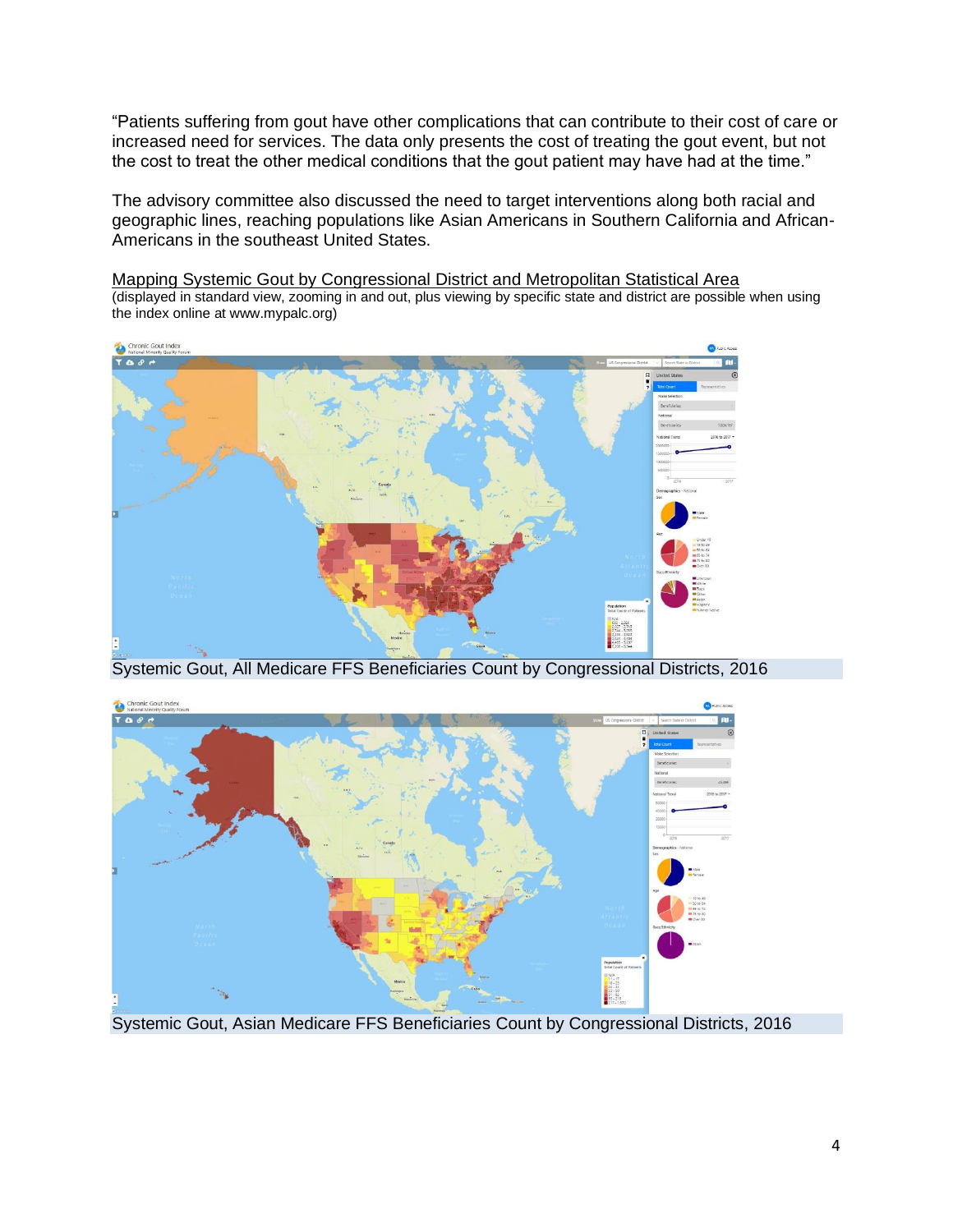"Patients suffering from gout have other complications that can contribute to their cost of care or increased need for services. The data only presents the cost of treating the gout event, but not the cost to treat the other medical conditions that the gout patient may have had at the time."

The advisory committee also discussed the need to target interventions along both racial and geographic lines, reaching populations like Asian Americans in Southern California and African-Americans in the southeast United States.

Mapping Systemic Gout by Congressional District and Metropolitan Statistical Area
(displayed in standard view, zooming in and out, plus viewing by specific state and district are possible when using the index online at www.mypalc.org)

Systemic Gout, All Medicare FFS Beneficiaries Count by Congressional Districts, 2016

Systemic Gout, Asian Medicare FFS Beneficiaries Count by Congressional Districts, 2016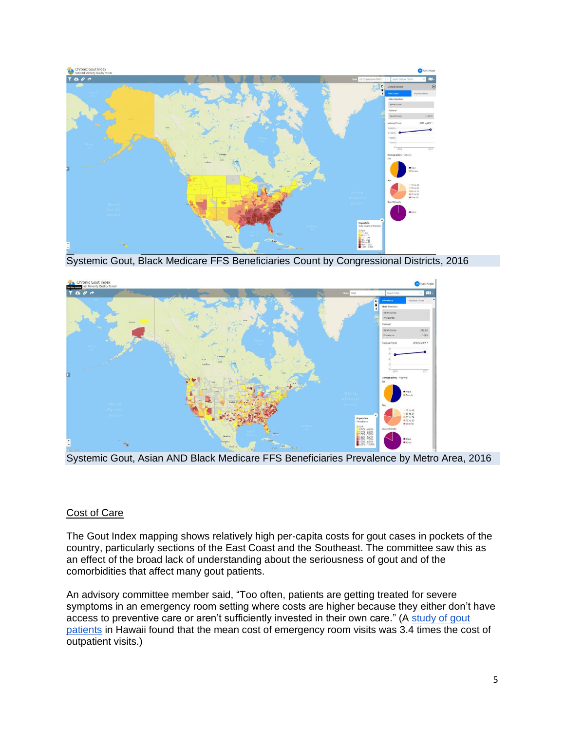Systemic Gout, Black Medicare FFS Beneficiaries Count by Congressional Districts, 2016

Systemic Gout, Asian AND Black Medicare FFS Beneficiaries Prevalence by Metro Area, 2016

Cost of Care

The Gout Index mapping shows relatively high per-capita costs for gout cases in pockets of the country, particularly sections of the East Coast and the Southeast. The committee saw this as an effect of the broad lack of understanding about the seriousness of gout and of the comorbidities that affect many gout patients.

An advisory committee member said, “Too often, patients are getting treated for severe symptoms in an emergency room setting where costs are higher because they either don’t have access to preventive care or aren’t sufficiently invested in their own care.” (A study of gout patients in Hawaii found that the mean cost of emergency room visits was 3.4 times the cost of outpatient visits.)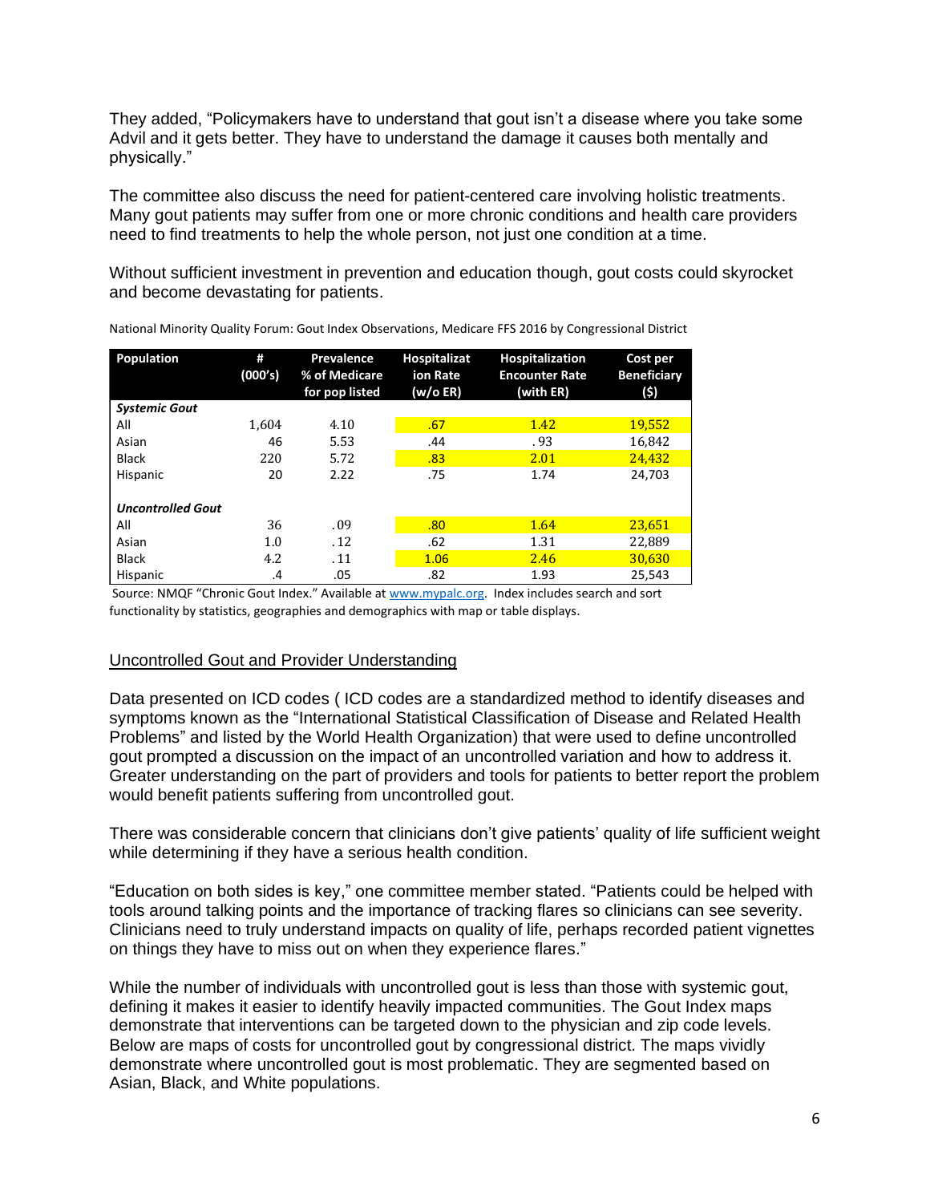They added, “Policymakers have to understand that gout isn’t a disease where you take some Advil and it gets better. They have to understand the damage it causes both mentally and physically.”

The committee also discuss the need for patient-centered care involving holistic treatments. Many gout patients may suffer from one or more chronic conditions and health care providers need to find treatments to help the whole person, not just one condition at a time.

Without sufficient investment in prevention and education though, gout costs could skyrocket and become devastating for patients.

National Minority Quality Forum: Gout Index Observations, Medicare FFS 2016 by Congressional District

| Population | # (000’s) | Prevalence % of Medicare for pop listed | Hospitalization Rate (w/o ER) | Hospitalization Encounter Rate (with ER) | Cost per Beneficiary ($) |
|---|---|---|---|---|---|
| ***Systemic Gout*** | | | | | |
| All | 1,604 | 4.10 | .67 | 1.42 | 19,552 |
| Asian | 46 | 5.53 | .44 | .93 | 16,842 |
| Black | 220 | 5.72 | .83 | 2.01 | 24,432 |
| Hispanic | 20 | 2.22 | .75 | 1.74 | 24,703 |
| | | | | | |
| ***Uncontrolled Gout*** | | | | | |
| All | 36 | .09 | .80 | 1.64 | 23,651 |
| Asian | 1.0 | .12 | .62 | 1.31 | 22,889 |
| Black | 4.2 | .11 | 1.06 | 2.46 | 30,630 |
| Hispanic | .4 | .05 | .82 | 1.93 | 25,543 |

Source: NMQF “Chronic Gout Index.” Available at www.mypalc.org. Index includes search and sort functionality by statistics, geographies and demographics with map or table displays.

## Uncontrolled Gout and Provider Understanding

Data presented on ICD codes ( ICD codes are a standardized method to identify diseases and symptoms known as the “International Statistical Classification of Disease and Related Health Problems” and listed by the World Health Organization) that were used to define uncontrolled gout prompted a discussion on the impact of an uncontrolled variation and how to address it. Greater understanding on the part of providers and tools for patients to better report the problem would benefit patients suffering from uncontrolled gout.

There was considerable concern that clinicians don’t give patients’ quality of life sufficient weight while determining if they have a serious health condition.

“Education on both sides is key,” one committee member stated. “Patients could be helped with tools around talking points and the importance of tracking flares so clinicians can see severity. Clinicians need to truly understand impacts on quality of life, perhaps recorded patient vignettes on things they have to miss out on when they experience flares.”

While the number of individuals with uncontrolled gout is less than those with systemic gout, defining it makes it easier to identify heavily impacted communities. The Gout Index maps demonstrate that interventions can be targeted down to the physician and zip code levels. Below are maps of costs for uncontrolled gout by congressional district. The maps vividly demonstrate where uncontrolled gout is most problematic. They are segmented based on Asian, Black, and White populations.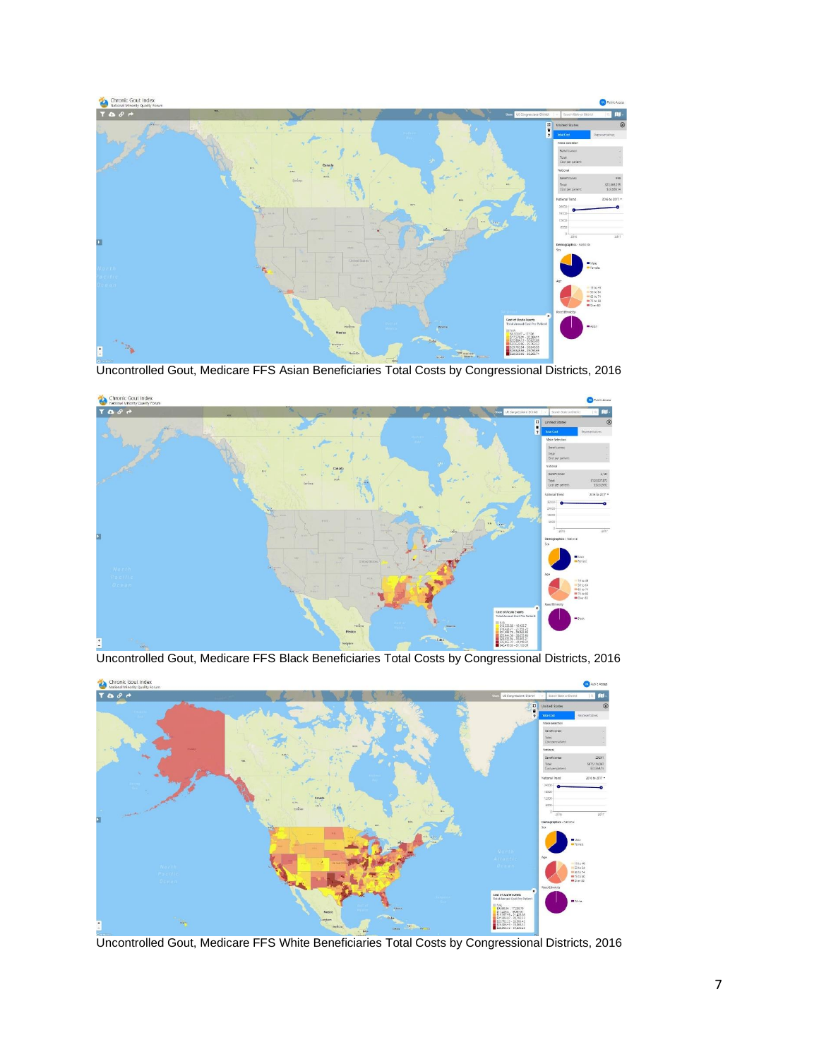Uncontrolled Gout, Medicare FFS Asian Beneficiaries Total Costs by Congressional Districts, 2016

Uncontrolled Gout, Medicare FFS Black Beneficiaries Total Costs by Congressional Districts, 2016

Uncontrolled Gout, Medicare FFS White Beneficiaries Total Costs by Congressional Districts, 2016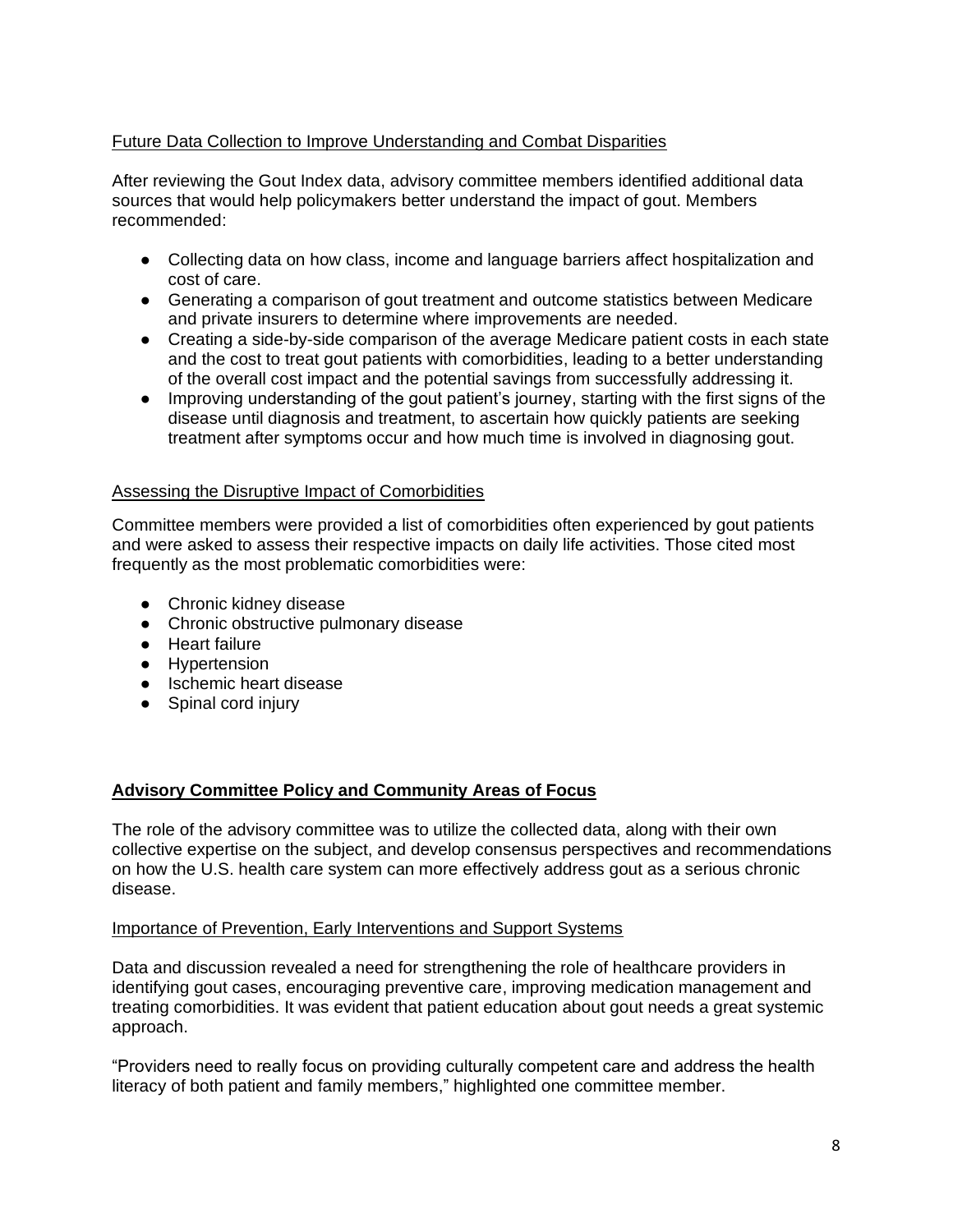### Future Data Collection to Improve Understanding and Combat Disparities

After reviewing the Gout Index data, advisory committee members identified additional data sources that would help policymakers better understand the impact of gout. Members recommended:

- Collecting data on how class, income and language barriers affect hospitalization and cost of care.
- Generating a comparison of gout treatment and outcome statistics between Medicare and private insurers to determine where improvements are needed.
- Creating a side-by-side comparison of the average Medicare patient costs in each state and the cost to treat gout patients with comorbidities, leading to a better understanding of the overall cost impact and the potential savings from successfully addressing it.
- Improving understanding of the gout patient's journey, starting with the first signs of the disease until diagnosis and treatment, to ascertain how quickly patients are seeking treatment after symptoms occur and how much time is involved in diagnosing gout.

### Assessing the Disruptive Impact of Comorbidities

Committee members were provided a list of comorbidities often experienced by gout patients and were asked to assess their respective impacts on daily life activities. Those cited most frequently as the most problematic comorbidities were:

- Chronic kidney disease
- Chronic obstructive pulmonary disease
- Heart failure
- Hypertension
- Ischemic heart disease
- Spinal cord injury

## Advisory Committee Policy and Community Areas of Focus

The role of the advisory committee was to utilize the collected data, along with their own collective expertise on the subject, and develop consensus perspectives and recommendations on how the U.S. health care system can more effectively address gout as a serious chronic disease.

### Importance of Prevention, Early Interventions and Support Systems

Data and discussion revealed a need for strengthening the role of healthcare providers in identifying gout cases, encouraging preventive care, improving medication management and treating comorbidities. It was evident that patient education about gout needs a great systemic approach.

"Providers need to really focus on providing culturally competent care and address the health literacy of both patient and family members," highlighted one committee member.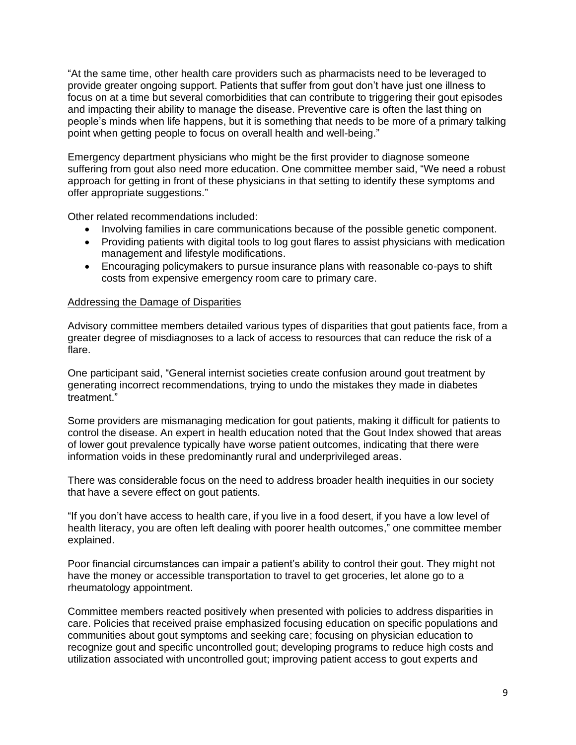"At the same time, other health care providers such as pharmacists need to be leveraged to provide greater ongoing support. Patients that suffer from gout don't have just one illness to focus on at a time but several comorbidities that can contribute to triggering their gout episodes and impacting their ability to manage the disease. Preventive care is often the last thing on people's minds when life happens, but it is something that needs to be more of a primary talking point when getting people to focus on overall health and well-being."

Emergency department physicians who might be the first provider to diagnose someone suffering from gout also need more education. One committee member said, "We need a robust approach for getting in front of these physicians in that setting to identify these symptoms and offer appropriate suggestions."

Other related recommendations included:

- Involving families in care communications because of the possible genetic component.
- Providing patients with digital tools to log gout flares to assist physicians with medication management and lifestyle modifications.
- Encouraging policymakers to pursue insurance plans with reasonable co-pays to shift costs from expensive emergency room care to primary care.

<u>Addressing the Damage of Disparities</u>

Advisory committee members detailed various types of disparities that gout patients face, from a greater degree of misdiagnoses to a lack of access to resources that can reduce the risk of a flare.

One participant said, "General internist societies create confusion around gout treatment by generating incorrect recommendations, trying to undo the mistakes they made in diabetes treatment."

Some providers are mismanaging medication for gout patients, making it difficult for patients to control the disease. An expert in health education noted that the Gout Index showed that areas of lower gout prevalence typically have worse patient outcomes, indicating that there were information voids in these predominantly rural and underprivileged areas.

There was considerable focus on the need to address broader health inequities in our society that have a severe effect on gout patients.

"If you don't have access to health care, if you live in a food desert, if you have a low level of health literacy, you are often left dealing with poorer health outcomes," one committee member explained.

Poor financial circumstances can impair a patient's ability to control their gout. They might not have the money or accessible transportation to travel to get groceries, let alone go to a rheumatology appointment.

Committee members reacted positively when presented with policies to address disparities in care. Policies that received praise emphasized focusing education on specific populations and communities about gout symptoms and seeking care; focusing on physician education to recognize gout and specific uncontrolled gout; developing programs to reduce high costs and utilization associated with uncontrolled gout; improving patient access to gout experts and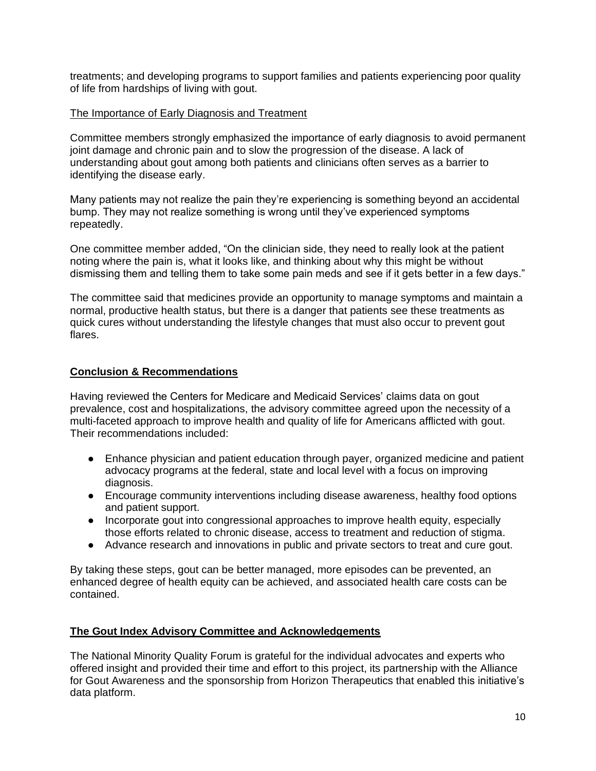treatments; and developing programs to support families and patients experiencing poor quality of life from hardships of living with gout.

The Importance of Early Diagnosis and Treatment

Committee members strongly emphasized the importance of early diagnosis to avoid permanent joint damage and chronic pain and to slow the progression of the disease. A lack of understanding about gout among both patients and clinicians often serves as a barrier to identifying the disease early.

Many patients may not realize the pain they're experiencing is something beyond an accidental bump. They may not realize something is wrong until they've experienced symptoms repeatedly.

One committee member added, "On the clinician side, they need to really look at the patient noting where the pain is, what it looks like, and thinking about why this might be without dismissing them and telling them to take some pain meds and see if it gets better in a few days."

The committee said that medicines provide an opportunity to manage symptoms and maintain a normal, productive health status, but there is a danger that patients see these treatments as quick cures without understanding the lifestyle changes that must also occur to prevent gout flares.

## Conclusion & Recommendations

Having reviewed the Centers for Medicare and Medicaid Services' claims data on gout prevalence, cost and hospitalizations, the advisory committee agreed upon the necessity of a multi-faceted approach to improve health and quality of life for Americans afflicted with gout. Their recommendations included:

- Enhance physician and patient education through payer, organized medicine and patient advocacy programs at the federal, state and local level with a focus on improving diagnosis.
- Encourage community interventions including disease awareness, healthy food options and patient support.
- Incorporate gout into congressional approaches to improve health equity, especially those efforts related to chronic disease, access to treatment and reduction of stigma.
- Advance research and innovations in public and private sectors to treat and cure gout.

By taking these steps, gout can be better managed, more episodes can be prevented, an enhanced degree of health equity can be achieved, and associated health care costs can be contained.

## The Gout Index Advisory Committee and Acknowledgements

The National Minority Quality Forum is grateful for the individual advocates and experts who offered insight and provided their time and effort to this project, its partnership with the Alliance for Gout Awareness and the sponsorship from Horizon Therapeutics that enabled this initiative's data platform.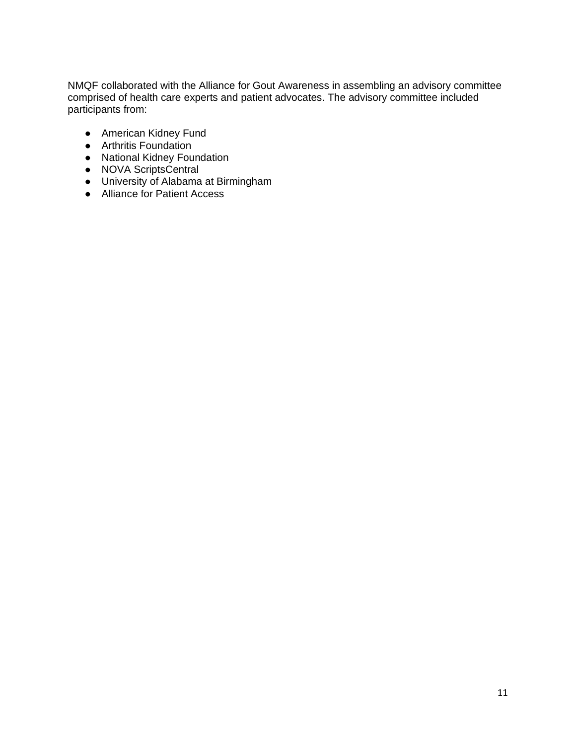NMQF collaborated with the Alliance for Gout Awareness in assembling an advisory committee comprised of health care experts and patient advocates. The advisory committee included participants from:

- American Kidney Fund
- Arthritis Foundation
- National Kidney Foundation
- NOVA ScriptsCentral
- University of Alabama at Birmingham
- Alliance for Patient Access